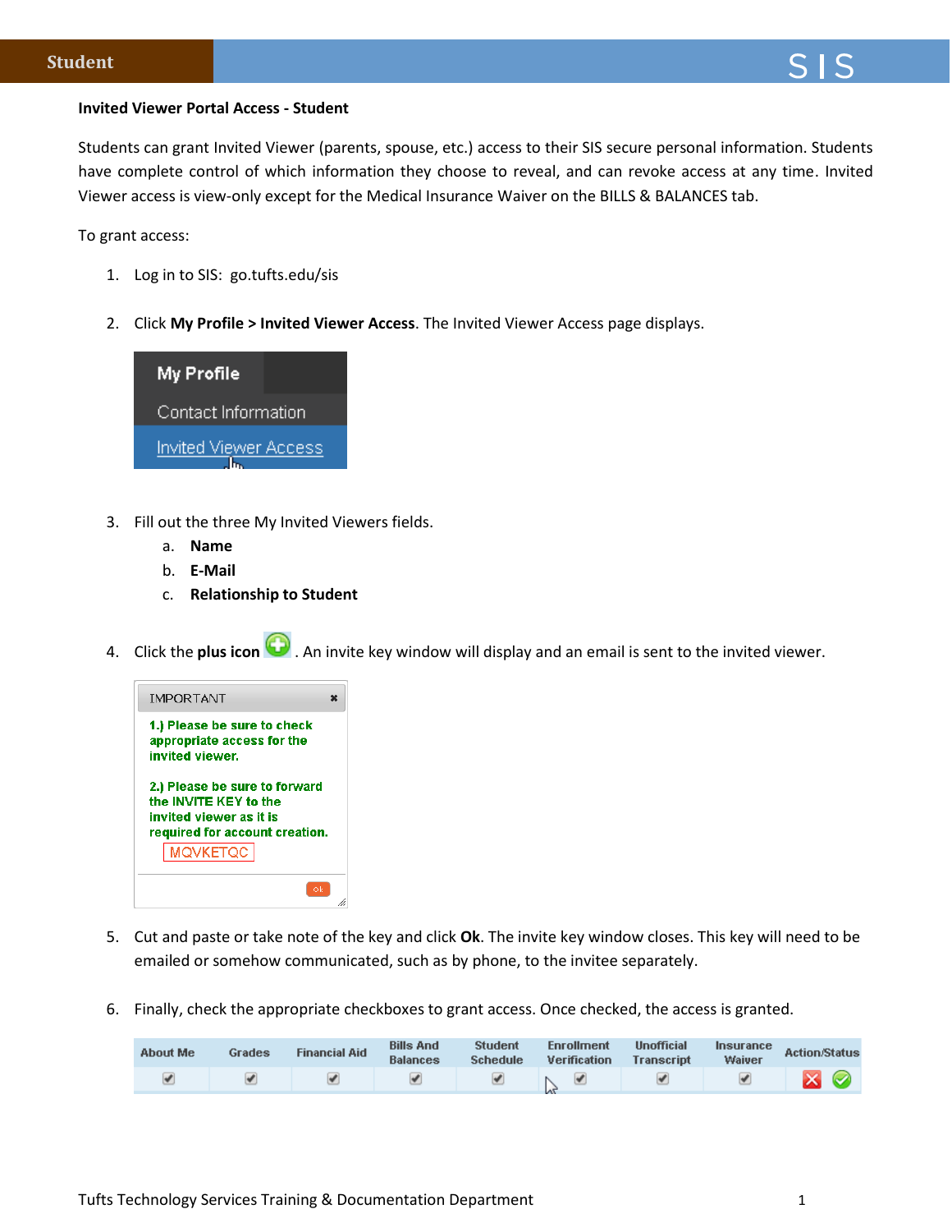**Invited Viewer Portal Access - Student**

Students can grant Invited Viewer (parents, spouse, etc.) access to their SIS secure personal information. Students have complete control of which information they choose to reveal, and can revoke access at any time. Invited Viewer access is view-only except for the Medical Insurance Waiver on the BILLS & BALANCES tab.

To grant access:

1. Log in to SIS: go.tufts.edu/sis

2. Click **My Profile > Invited Viewer Access**. The Invited Viewer Access page displays.

3. Fill out the three My Invited Viewers fields.
   a. **Name**
   b. **E-Mail**
   c. **Relationship to Student**

4. Click the **plus icon** . An invite key window will display and an email is sent to the invited viewer.

5. Cut and paste or take note of the key and click **Ok**. The invite key window closes. This key will need to be emailed or somehow communicated, such as by phone, to the invitee separately.

6. Finally, check the appropriate checkboxes to grant access. Once checked, the access is granted.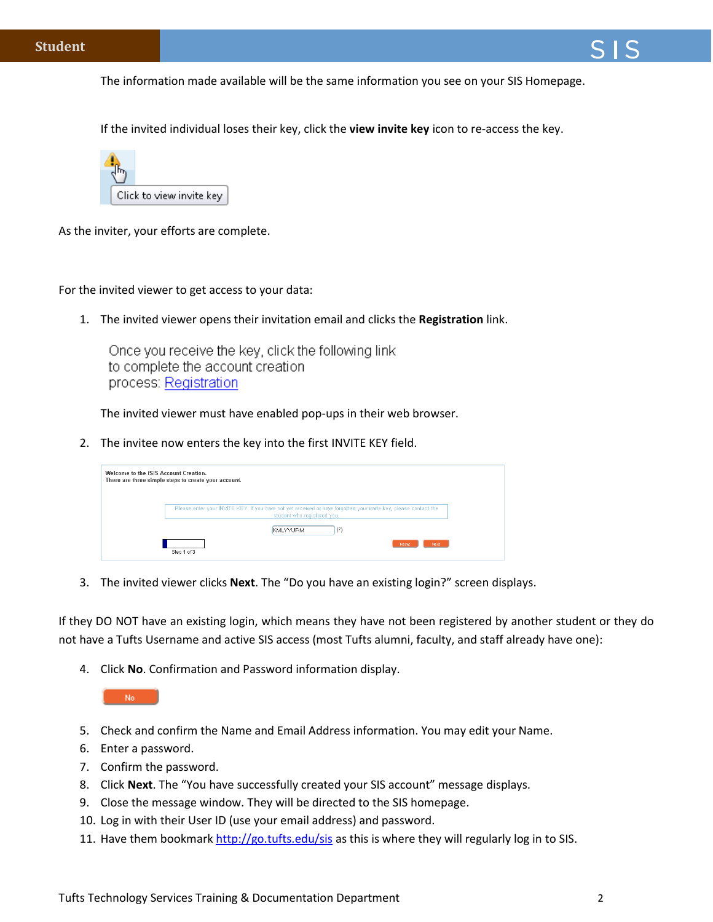The information made available will be the same information you see on your SIS Homepage.

If the invited individual loses their key, click the **view invite key** icon to re-access the key.

Click to view invite key

As the inviter, your efforts are complete.

For the invited viewer to get access to your data:

1. The invited viewer opens their invitation email and clicks the **Registration** link.

   Once you receive the key, click the following link to complete the account creation process: Registration

   The invited viewer must have enabled pop-ups in their web browser.

2. The invitee now enters the key into the first INVITE KEY field.

   Welcome to the iSIS Account Creation.
   There are three simple steps to create your account.

   Please enter your INVITE KEY. If you have not yet received or have forgotten your invite key, please contact the student who registered you.

   KMLYYURM (?)

   Step 1 of 3 | Reset | Next

3. The invited viewer clicks **Next**. The "Do you have an existing login?" screen displays.

If they DO NOT have an existing login, which means they have not been registered by another student or they do not have a Tufts Username and active SIS access (most Tufts alumni, faculty, and staff already have one):

4. Click **No**. Confirmation and Password information display.

   No

5. Check and confirm the Name and Email Address information. You may edit your Name.
6. Enter a password.
7. Confirm the password.
8. Click **Next**. The "You have successfully created your SIS account" message displays.
9. Close the message window. They will be directed to the SIS homepage.
10. Log in with their User ID (use your email address) and password.
11. Have them bookmark http://go.tufts.edu/sis as this is where they will regularly log in to SIS.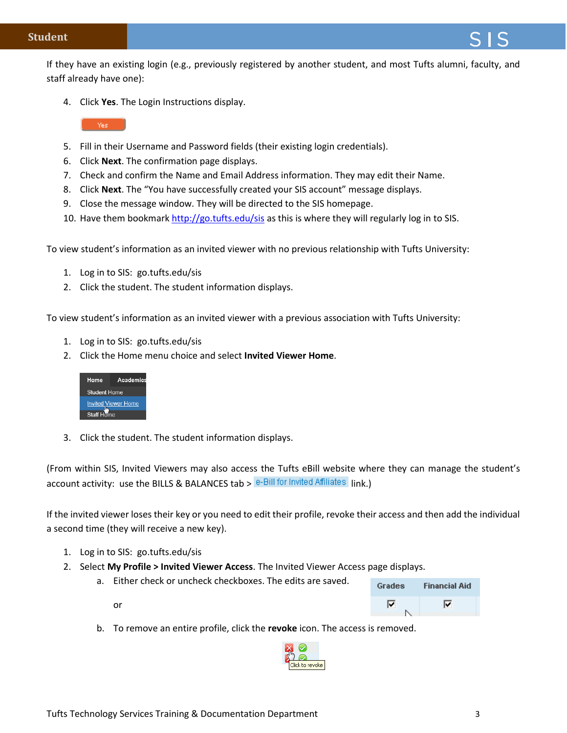If they have an existing login (e.g., previously registered by another student, and most Tufts alumni, faculty, and staff already have one):

4. Click **Yes**. The Login Instructions display.
5. Fill in their Username and Password fields (their existing login credentials).
6. Click **Next**. The confirmation page displays.
7. Check and confirm the Name and Email Address information. They may edit their Name.
8. Click **Next**. The "You have successfully created your SIS account" message displays.
9. Close the message window. They will be directed to the SIS homepage.
10. Have them bookmark http://go.tufts.edu/sis as this is where they will regularly log in to SIS.

To view student's information as an invited viewer with no previous relationship with Tufts University:

1. Log in to SIS: go.tufts.edu/sis
2. Click the student. The student information displays.

To view student's information as an invited viewer with a previous association with Tufts University:

1. Log in to SIS: go.tufts.edu/sis
2. Click the Home menu choice and select **Invited Viewer Home**.
3. Click the student. The student information displays.

(From within SIS, Invited Viewers may also access the Tufts eBill website where they can manage the student's account activity: use the BILLS & BALANCES tab > e-Bill for Invited Affiliates link.)

If the invited viewer loses their key or you need to edit their profile, revoke their access and then add the individual a second time (they will receive a new key).

1. Log in to SIS: go.tufts.edu/sis
2. Select **My Profile > Invited Viewer Access**. The Invited Viewer Access page displays.
   a. Either check or uncheck checkboxes. The edits are saved.

      or

   b. To remove an entire profile, click the **revoke** icon. The access is removed.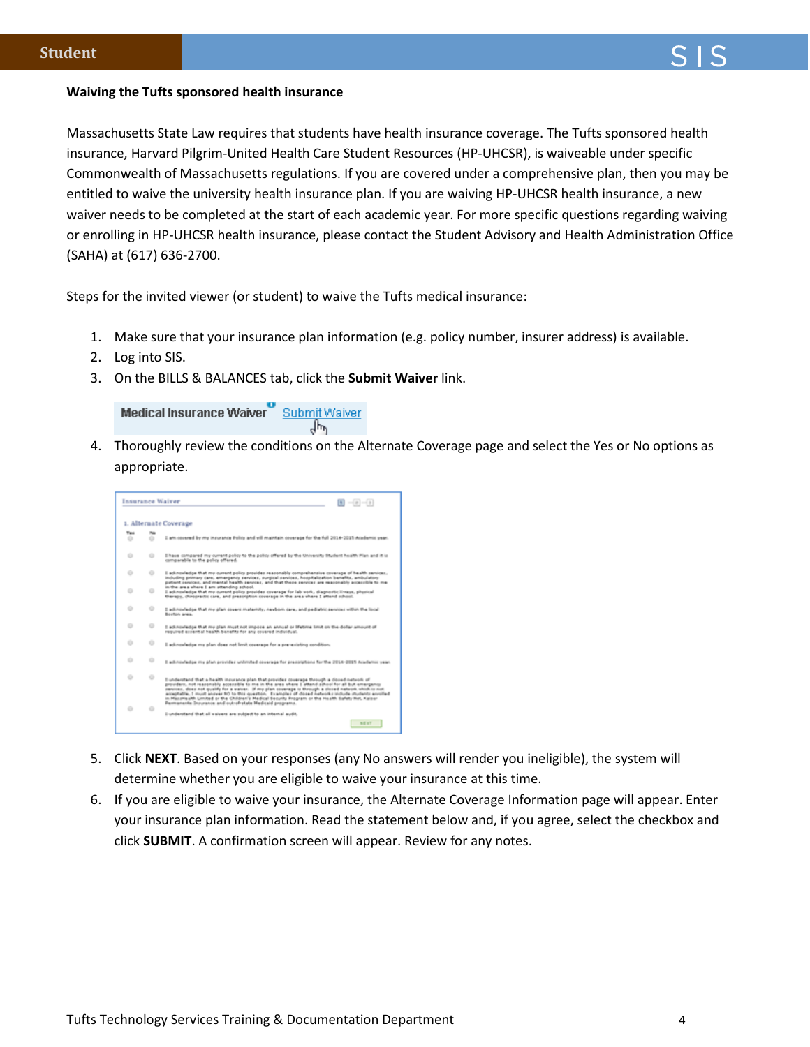**Waiving the Tufts sponsored health insurance**

Massachusetts State Law requires that students have health insurance coverage. The Tufts sponsored health insurance, Harvard Pilgrim-United Health Care Student Resources (HP-UHCSR), is waiveable under specific Commonwealth of Massachusetts regulations. If you are covered under a comprehensive plan, then you may be entitled to waive the university health insurance plan. If you are waiving HP-UHCSR health insurance, a new waiver needs to be completed at the start of each academic year. For more specific questions regarding waiving or enrolling in HP-UHCSR health insurance, please contact the Student Advisory and Health Administration Office (SAHA) at (617) 636-2700.

Steps for the invited viewer (or student) to waive the Tufts medical insurance:

1. Make sure that your insurance plan information (e.g. policy number, insurer address) is available.
2. Log into SIS.
3. On the BILLS & BALANCES tab, click the **Submit Waiver** link.
4. Thoroughly review the conditions on the Alternate Coverage page and select the Yes or No options as appropriate.
5. Click **NEXT**. Based on your responses (any No answers will render you ineligible), the system will determine whether you are eligible to waive your insurance at this time.
6. If you are eligible to waive your insurance, the Alternate Coverage Information page will appear. Enter your insurance plan information. Read the statement below and, if you agree, select the checkbox and click **SUBMIT**. A confirmation screen will appear. Review for any notes.